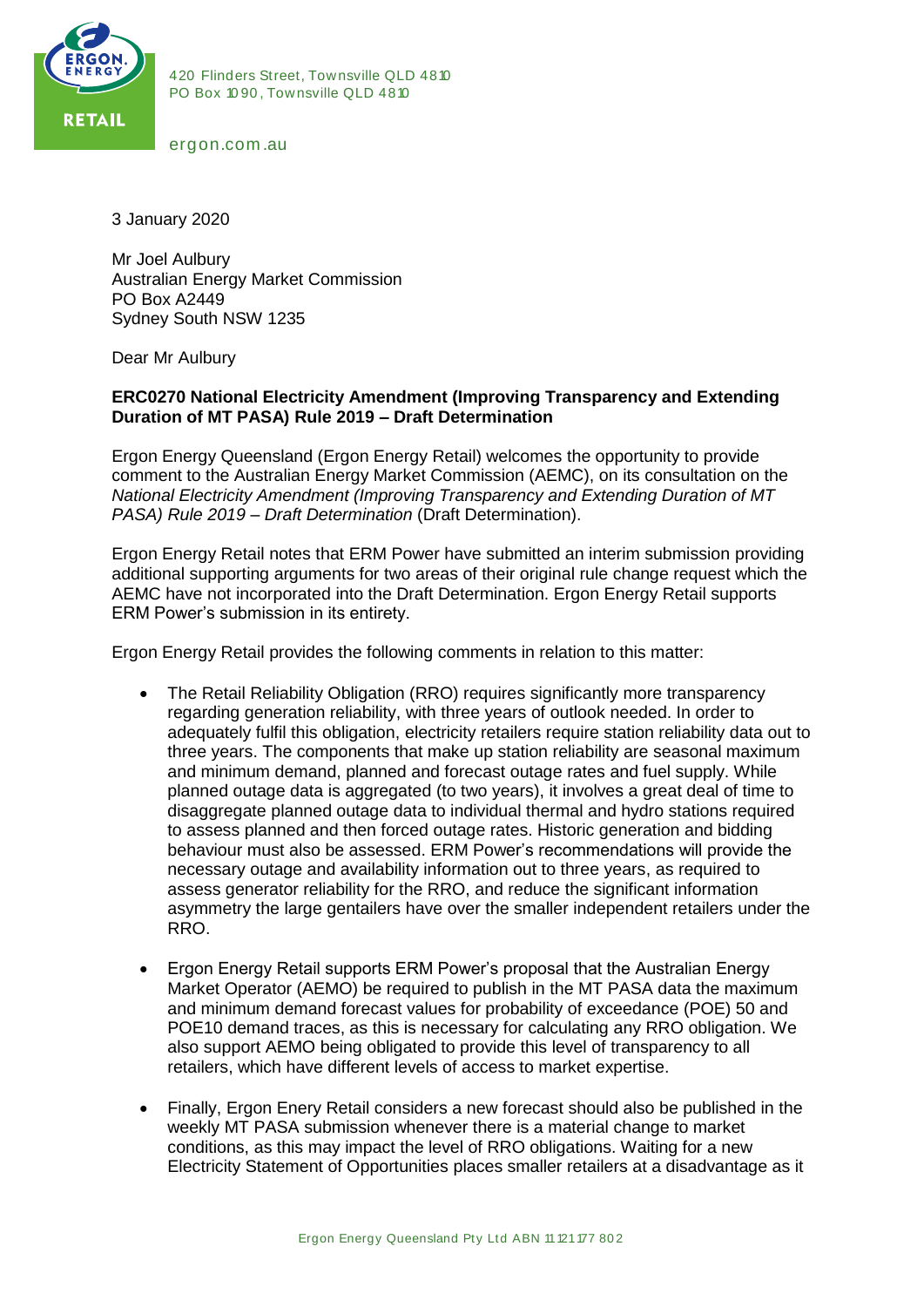420 Flinders Street, Townsville QLD 4810
PO Box 1090, Townsville QLD 4810

ergon.com.au

3 January 2020

Mr Joel Aulbury
Australian Energy Market Commission
PO Box A2449
Sydney South NSW 1235

Dear Mr Aulbury

**ERC0270 National Electricity Amendment (Improving Transparency and Extending Duration of MT PASA) Rule 2019 – Draft Determination**

Ergon Energy Queensland (Ergon Energy Retail) welcomes the opportunity to provide comment to the Australian Energy Market Commission (AEMC), on its consultation on the *National Electricity Amendment (Improving Transparency and Extending Duration of MT PASA) Rule 2019 – Draft Determination* (Draft Determination).

Ergon Energy Retail notes that ERM Power have submitted an interim submission providing additional supporting arguments for two areas of their original rule change request which the AEMC have not incorporated into the Draft Determination. Ergon Energy Retail supports ERM Power's submission in its entirety.

Ergon Energy Retail provides the following comments in relation to this matter:

- The Retail Reliability Obligation (RRO) requires significantly more transparency regarding generation reliability, with three years of outlook needed. In order to adequately fulfil this obligation, electricity retailers require station reliability data out to three years. The components that make up station reliability are seasonal maximum and minimum demand, planned and forecast outage rates and fuel supply. While planned outage data is aggregated (to two years), it involves a great deal of time to disaggregate planned outage data to individual thermal and hydro stations required to assess planned and then forced outage rates. Historic generation and bidding behaviour must also be assessed. ERM Power's recommendations will provide the necessary outage and availability information out to three years, as required to assess generator reliability for the RRO, and reduce the significant information asymmetry the large gentailers have over the smaller independent retailers under the RRO.

- Ergon Energy Retail supports ERM Power's proposal that the Australian Energy Market Operator (AEMO) be required to publish in the MT PASA data the maximum and minimum demand forecast values for probability of exceedance (POE) 50 and POE10 demand traces, as this is necessary for calculating any RRO obligation. We also support AEMO being obligated to provide this level of transparency to all retailers, which have different levels of access to market expertise.

- Finally, Ergon Enery Retail considers a new forecast should also be published in the weekly MT PASA submission whenever there is a material change to market conditions, as this may impact the level of RRO obligations. Waiting for a new Electricity Statement of Opportunities places smaller retailers at a disadvantage as it

Ergon Energy Queensland Pty Ltd ABN 11 121 177 802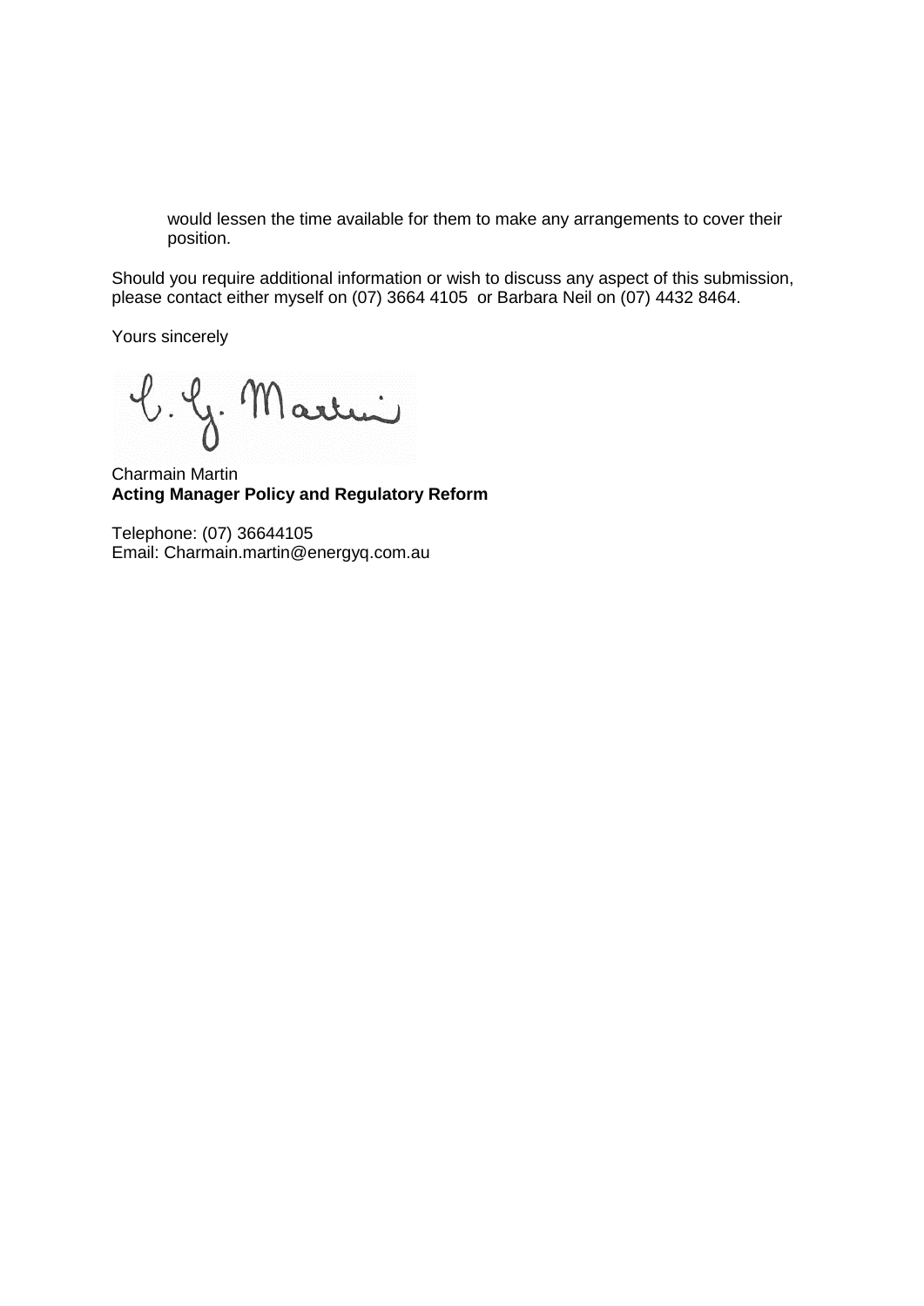would lessen the time available for them to make any arrangements to cover their position.

Should you require additional information or wish to discuss any aspect of this submission, please contact either myself on (07) 3664 4105 or Barbara Neil on (07) 4432 8464.

Yours sincerely

Charmain Martin
**Acting Manager Policy and Regulatory Reform**

Telephone: (07) 36644105
Email: Charmain.martin@energyq.com.au